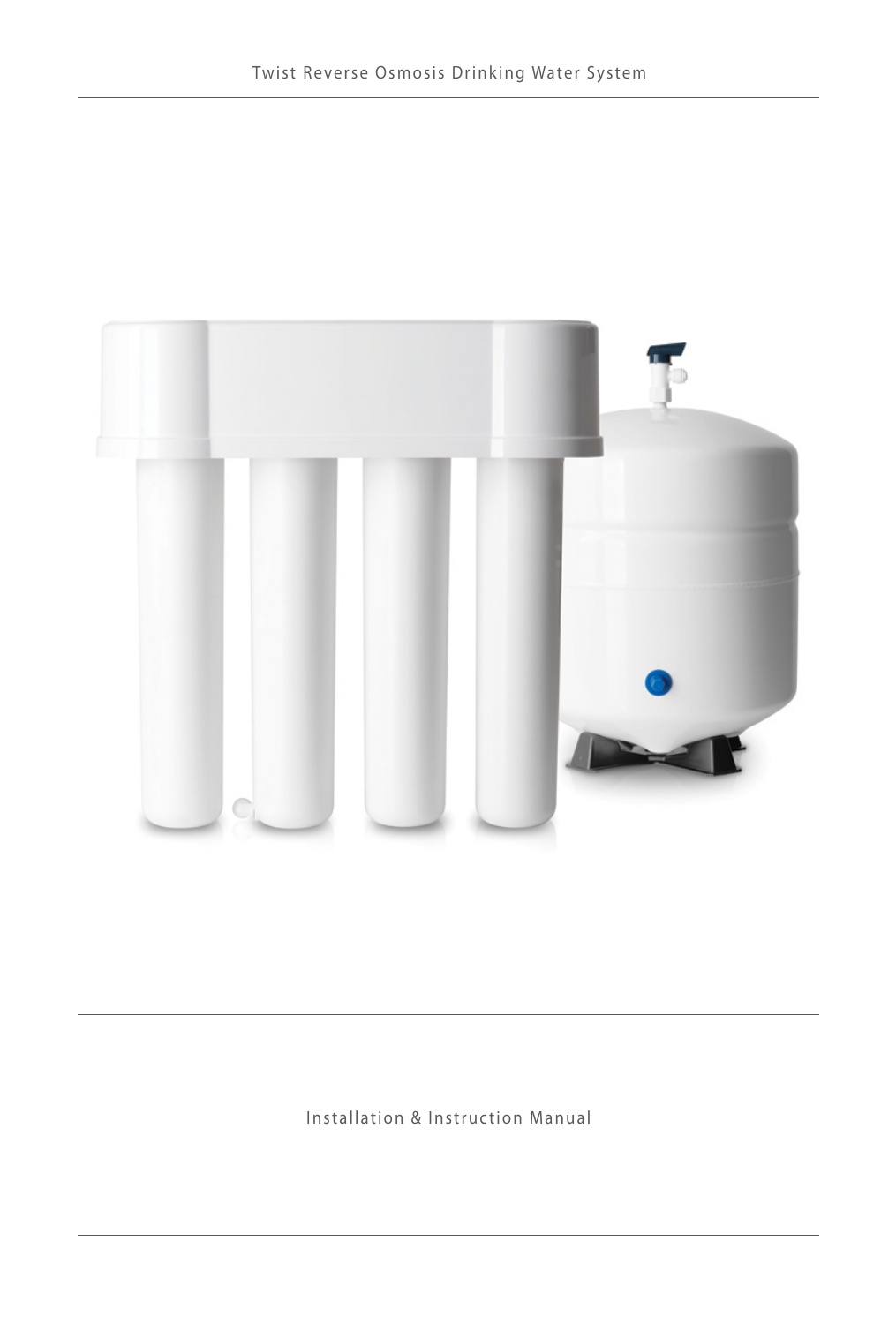# Twist Reverse Osmosis Drinking Water System

## Installation & Instruction Manual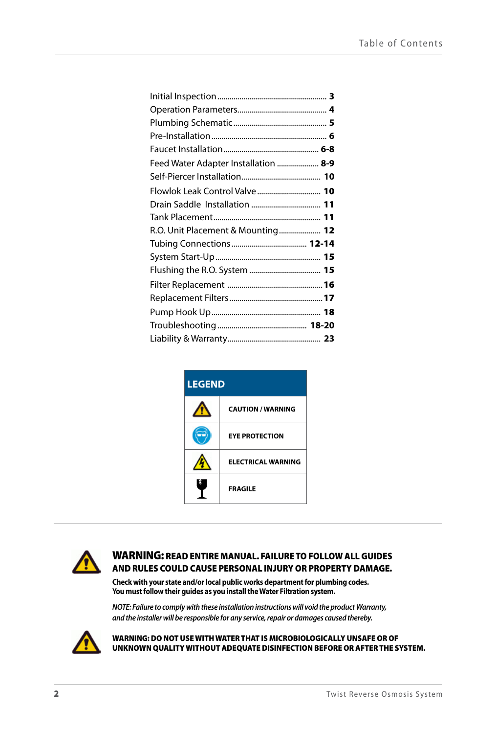# Table of Contents

| Section | Page |
|---|---|
| Initial Inspection | 3 |
| Operation Parameters | 4 |
| Plumbing Schematic | 5 |
| Pre-Installation | 6 |
| Faucet Installation | 6-8 |
| Feed Water Adapter Installation | 8-9 |
| Self-Piercer Installation | 10 |
| Flowlok Leak Control Valve | 10 |
| Drain Saddle Installation | 11 |
| Tank Placement | 11 |
| R.O. Unit Placement & Mounting | 12 |
| Tubing Connections | 12-14 |
| System Start-Up | 15 |
| Flushing the R.O. System | 15 |
| Filter Replacement | 16 |
| Replacement Filters | 17 |
| Pump Hook Up | 18 |
| Troubleshooting | 18-20 |
| Liability & Warranty | 23 |

| LEGEND | |
|---|---|
| ⚠ | CAUTION / WARNING |
| 👓 | EYE PROTECTION |
| ⚡ | ELECTRICAL WARNING |
| 🍷 | FRAGILE |

**WARNING: READ ENTIRE MANUAL. FAILURE TO FOLLOW ALL GUIDES AND RULES COULD CAUSE PERSONAL INJURY OR PROPERTY DAMAGE.**

**Check with your state and/or local public works department for plumbing codes. You must follow their guides as you install the Water Filtration system.**

*NOTE: Failure to comply with these installation instructions will void the product Warranty, and the installer will be responsible for any service, repair or damages caused thereby.*

**WARNING: DO NOT USE WITH WATER THAT IS MICROBIOLOGICALLY UNSAFE OR OF UNKNOWN QUALITY WITHOUT ADEQUATE DISINFECTION BEFORE OR AFTER THE SYSTEM.**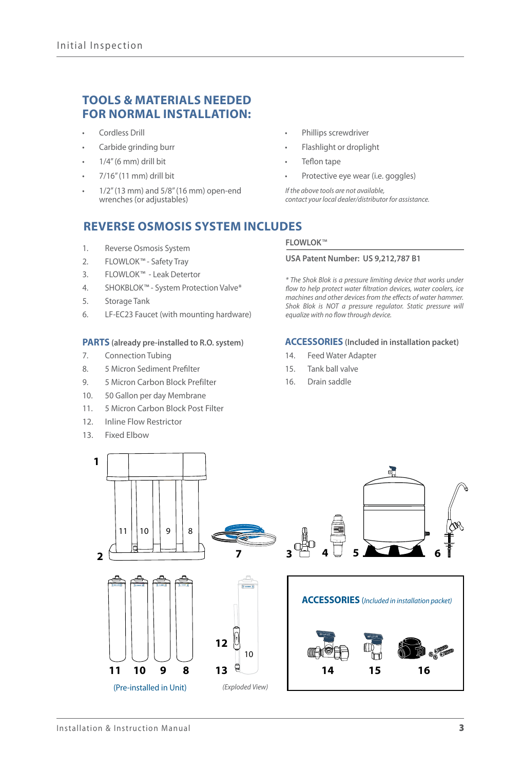## TOOLS & MATERIALS NEEDED FOR NORMAL INSTALLATION:

- Cordless Drill
- Carbide grinding burr
- 1/4" (6 mm) drill bit
- 7/16" (11 mm) drill bit
- 1/2" (13 mm) and 5/8" (16 mm) open-end wrenches (or adjustables)
- Phillips screwdriver
- Flashlight or droplight
- Teflon tape
- Protective eye wear (i.e. goggles)

*If the above tools are not available, contact your local dealer/distributor for assistance.*

## REVERSE OSMOSIS SYSTEM INCLUDES

1. Reverse Osmosis System
2. FLOWLOK™ - Safety Tray
3. FLOWLOK™ - Leak Detertor
4. SHOKBLOK™ - System Protection Valve*
5. Storage Tank
6. LF-EC23 Faucet (with mounting hardware)

**FLOWLOK™**

**USA Patent Number: US 9,212,787 B1**

*\* The Shok Blok is a pressure limiting device that works under flow to help protect water filtration devices, water coolers, ice machines and other devices from the effects of water hammer. Shok Blok is NOT a pressure regulator. Static pressure will equalize with no flow through device.*

### PARTS (already pre-installed to R.O. system)

7. Connection Tubing
8. 5 Micron Sediment Prefilter
9. 5 Micron Carbon Block Prefilter
10. 50 Gallon per day Membrane
11. 5 Micron Carbon Block Post Filter
12. Inline Flow Restrictor
13. Fixed Elbow

### ACCESSORIES (Included in installation packet)

14. Feed Water Adapter
15. Tank ball valve
16. Drain saddle

(Pre-installed in Unit)

*(Exploded View)*

**ACCESSORIES** *(Included in installation packet)*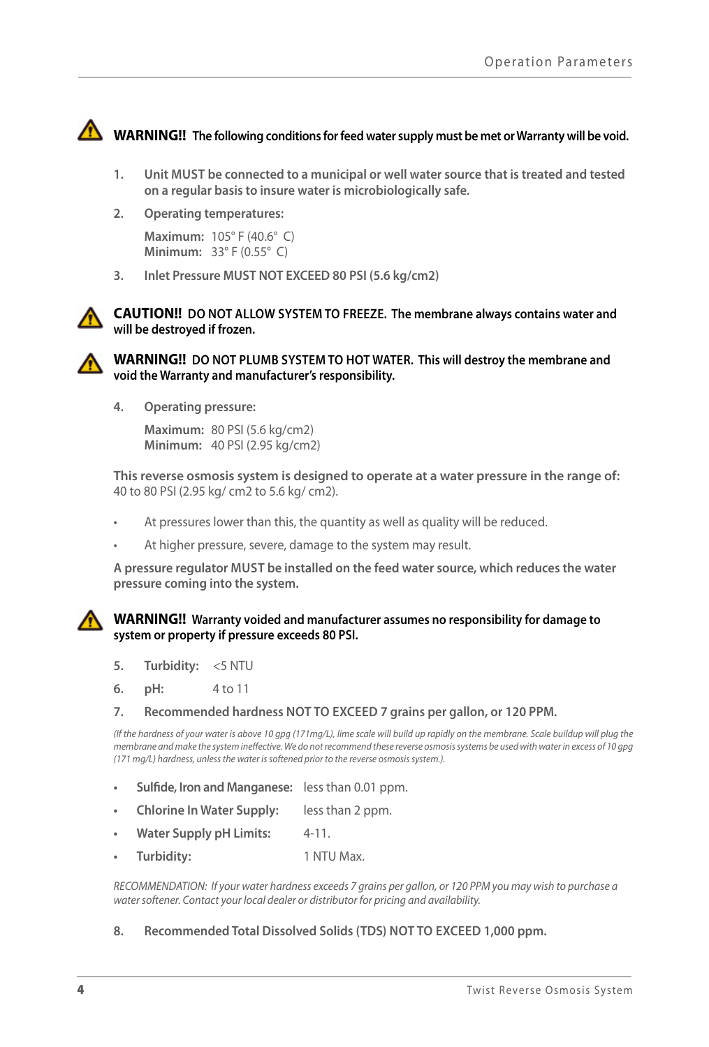**WARNING!! The following conditions for feed water supply must be met or Warranty will be void.**

1. **Unit MUST be connected to a municipal or well water source that is treated and tested on a regular basis to insure water is microbiologically safe.**
2. **Operating temperatures:**

   **Maximum:** 105° F (40.6° C)
   **Minimum:** 33° F (0.55° C)
3. **Inlet Pressure MUST NOT EXCEED 80 PSI (5.6 kg/cm2)**

**CAUTION!! DO NOT ALLOW SYSTEM TO FREEZE. The membrane always contains water and will be destroyed if frozen.**

**WARNING!! DO NOT PLUMB SYSTEM TO HOT WATER. This will destroy the membrane and void the Warranty and manufacturer's responsibility.**

4. **Operating pressure:**

   **Maximum:** 80 PSI (5.6 kg/cm2)
   **Minimum:** 40 PSI (2.95 kg/cm2)

**This reverse osmosis system is designed to operate at a water pressure in the range of:** 40 to 80 PSI (2.95 kg/ cm2 to 5.6 kg/ cm2).

- At pressures lower than this, the quantity as well as quality will be reduced.
- At higher pressure, severe, damage to the system may result.

**A pressure regulator MUST be installed on the feed water source, which reduces the water pressure coming into the system.**

**WARNING!! Warranty voided and manufacturer assumes no responsibility for damage to system or property if pressure exceeds 80 PSI.**

5. **Turbidity:** <5 NTU
6. **pH:** 4 to 11
7. **Recommended hardness NOT TO EXCEED 7 grains per gallon, or 120 PPM.**

*(If the hardness of your water is above 10 gpg (171mg/L), lime scale will build up rapidly on the membrane. Scale buildup will plug the membrane and make the system ineffective. We do not recommend these reverse osmosis systems be used with water in excess of 10 gpg (171 mg/L) hardness, unless the water is softened prior to the reverse osmosis system.).*

- **Sulfide, Iron and Manganese:** less than 0.01 ppm.
- **Chlorine In Water Supply:** less than 2 ppm.
- **Water Supply pH Limits:** 4-11.
- **Turbidity:** 1 NTU Max.

*RECOMMENDATION: If your water hardness exceeds 7 grains per gallon, or 120 PPM you may wish to purchase a water softener. Contact your local dealer or distributor for pricing and availability.*

8. **Recommended Total Dissolved Solids (TDS) NOT TO EXCEED 1,000 ppm.**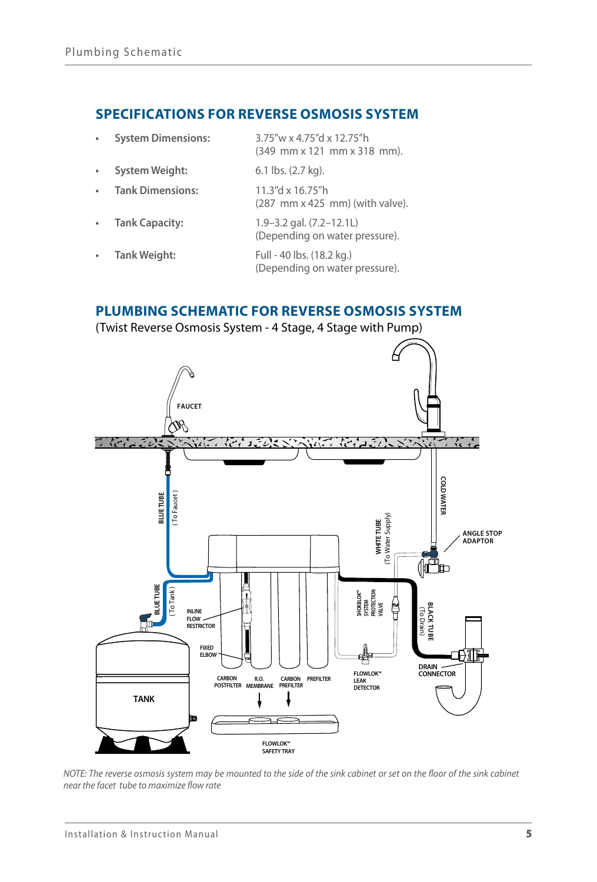## SPECIFICATIONS FOR REVERSE OSMOSIS SYSTEM

- **System Dimensions:** 3.75"w x 4.75"d x 12.75"h (349 mm x 121 mm x 318 mm).
- **System Weight:** 6.1 lbs. (2.7 kg).
- **Tank Dimensions:** 11.3"d x 16.75"h (287 mm x 425 mm) (with valve).
- **Tank Capacity:** 1.9–3.2 gal. (7.2–12.1L) (Depending on water pressure).
- **Tank Weight:** Full - 40 lbs. (18.2 kg.) (Depending on water pressure).

## PLUMBING SCHEMATIC FOR REVERSE OSMOSIS SYSTEM

(Twist Reverse Osmosis System - 4 Stage, 4 Stage with Pump)

FAUCET

BLUE TUBE (To Faucet)

COLD WATER

WHITE TUBE (To Water Supply)

ANGLE STOP ADAPTOR

BLUE TUBE (To Tank)

INLINE FLOW RESTRICTOR

SHOKBLOK™ SYSTEM PROTECTION VALVE

BLACK TUBE (To Drain)

FIXED ELBOW

DRAIN CONNECTOR

CARBON POSTFILTER

R.O. MEMBRANE

CARBON PREFILTER

PREFILTER

FLOWLOK™ LEAK DETECTOR

TANK

FLOWLOK™ SAFETY TRAY

*NOTE: The reverse osmosis system may be mounted to the side of the sink cabinet or set on the floor of the sink cabinet near the facet tube to maximize flow rate*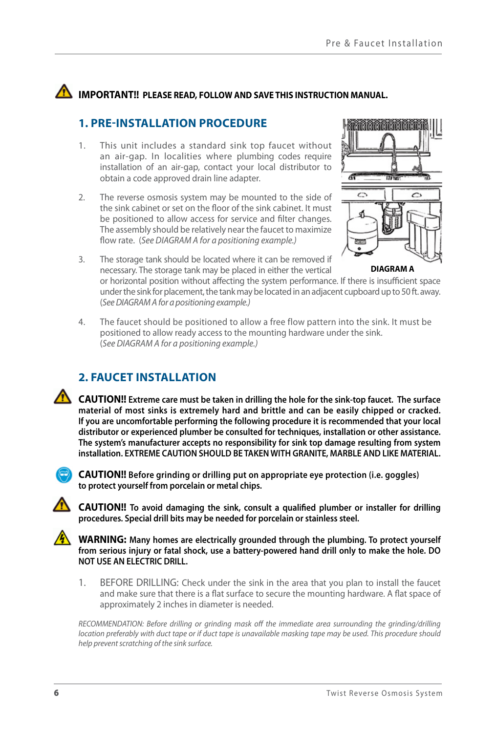**IMPORTANT!! PLEASE READ, FOLLOW AND SAVE THIS INSTRUCTION MANUAL.**

## 1. PRE-INSTALLATION PROCEDURE

1. This unit includes a standard sink top faucet without an air-gap. In localities where plumbing codes require installation of an air-gap, contact your local distributor to obtain a code approved drain line adapter.

2. The reverse osmosis system may be mounted to the side of the sink cabinet or set on the floor of the sink cabinet. It must be positioned to allow access for service and filter changes. The assembly should be relatively near the faucet to maximize flow rate. (*See DIAGRAM A for a positioning example.)*

3. The storage tank should be located where it can be removed if necessary. The storage tank may be placed in either the vertical or horizontal position without affecting the system performance. If there is insufficient space under the sink for placement, the tank may be located in an adjacent cupboard up to 50 ft. away. (*See DIAGRAM A for a positioning example.)*

4. The faucet should be positioned to allow a free flow pattern into the sink. It must be positioned to allow ready access to the mounting hardware under the sink. (*See DIAGRAM A for a positioning example.)*

**DIAGRAM A**

## 2. FAUCET INSTALLATION

**CAUTION!! Extreme care must be taken in drilling the hole for the sink-top faucet. The surface material of most sinks is extremely hard and brittle and can be easily chipped or cracked. If you are uncomfortable performing the following procedure it is recommended that your local distributor or experienced plumber be consulted for techniques, installation or other assistance. The system's manufacturer accepts no responsibility for sink top damage resulting from system installation. EXTREME CAUTION SHOULD BE TAKEN WITH GRANITE, MARBLE AND LIKE MATERIAL.**

**CAUTION!! Before grinding or drilling put on appropriate eye protection (i.e. goggles) to protect yourself from porcelain or metal chips.**

**CAUTION!! To avoid damaging the sink, consult a qualified plumber or installer for drilling procedures. Special drill bits may be needed for porcelain or stainless steel.**

**WARNING: Many homes are electrically grounded through the plumbing. To protect yourself from serious injury or fatal shock, use a battery-powered hand drill only to make the hole. DO NOT USE AN ELECTRIC DRILL.**

1. BEFORE DRILLING: Check under the sink in the area that you plan to install the faucet and make sure that there is a flat surface to secure the mounting hardware. A flat space of approximately 2 inches in diameter is needed.

*RECOMMENDATION: Before drilling or grinding mask off the immediate area surrounding the grinding/drilling location preferably with duct tape or if duct tape is unavailable masking tape may be used. This procedure should help prevent scratching of the sink surface.*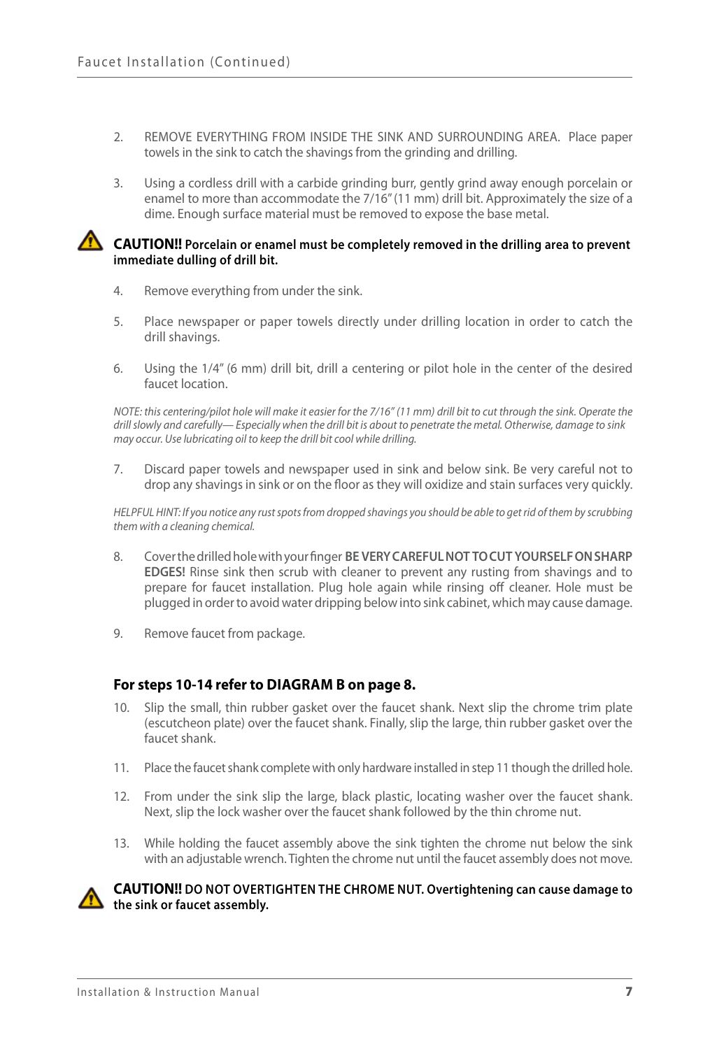2. REMOVE EVERYTHING FROM INSIDE THE SINK AND SURROUNDING AREA. Place paper towels in the sink to catch the shavings from the grinding and drilling.

3. Using a cordless drill with a carbide grinding burr, gently grind away enough porcelain or enamel to more than accommodate the 7/16" (11 mm) drill bit. Approximately the size of a dime. Enough surface material must be removed to expose the base metal.

**CAUTION!! Porcelain or enamel must be completely removed in the drilling area to prevent immediate dulling of drill bit.**

4. Remove everything from under the sink.

5. Place newspaper or paper towels directly under drilling location in order to catch the drill shavings.

6. Using the 1/4" (6 mm) drill bit, drill a centering or pilot hole in the center of the desired faucet location.

*NOTE: this centering/pilot hole will make it easier for the 7/16" (11 mm) drill bit to cut through the sink. Operate the drill slowly and carefully— Especially when the drill bit is about to penetrate the metal. Otherwise, damage to sink may occur. Use lubricating oil to keep the drill bit cool while drilling.*

7. Discard paper towels and newspaper used in sink and below sink. Be very careful not to drop any shavings in sink or on the floor as they will oxidize and stain surfaces very quickly.

*HELPFUL HINT: If you notice any rust spots from dropped shavings you should be able to get rid of them by scrubbing them with a cleaning chemical.*

8. Cover the drilled hole with your finger **BE VERY CAREFUL NOT TO CUT YOURSELF ON SHARP EDGES!** Rinse sink then scrub with cleaner to prevent any rusting from shavings and to prepare for faucet installation. Plug hole again while rinsing off cleaner. Hole must be plugged in order to avoid water dripping below into sink cabinet, which may cause damage.

9. Remove faucet from package.

### For steps 10-14 refer to DIAGRAM B on page 8.

10. Slip the small, thin rubber gasket over the faucet shank. Next slip the chrome trim plate (escutcheon plate) over the faucet shank. Finally, slip the large, thin rubber gasket over the faucet shank.

11. Place the faucet shank complete with only hardware installed in step 11 though the drilled hole.

12. From under the sink slip the large, black plastic, locating washer over the faucet shank. Next, slip the lock washer over the faucet shank followed by the thin chrome nut.

13. While holding the faucet assembly above the sink tighten the chrome nut below the sink with an adjustable wrench. Tighten the chrome nut until the faucet assembly does not move.

**CAUTION!! DO NOT OVERTIGHTEN THE CHROME NUT. Overtightening can cause damage to the sink or faucet assembly.**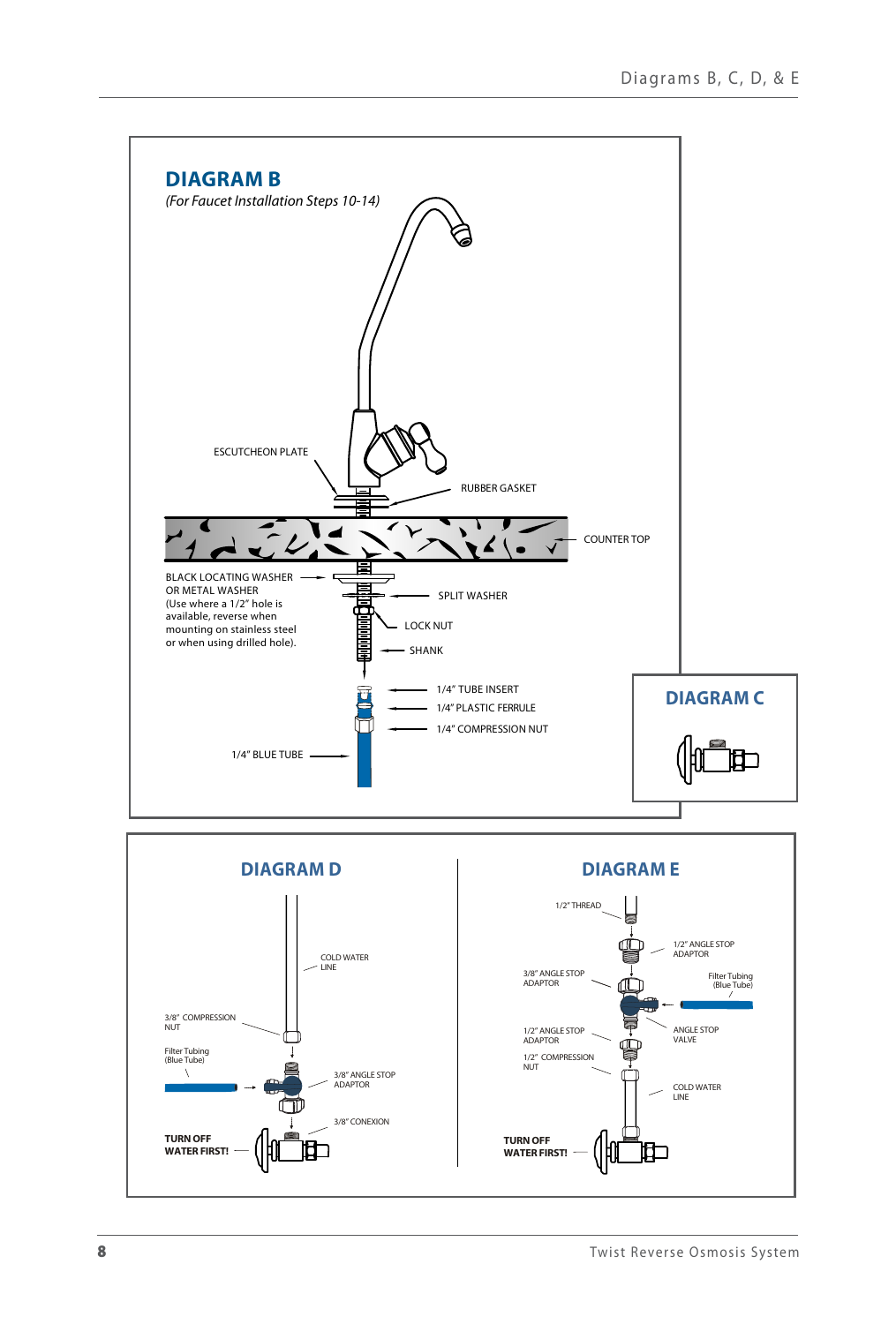## DIAGRAM B

*(For Faucet Installation Steps 10-14)*

ESCUTCHEON PLATE

RUBBER GASKET

COUNTER TOP

BLACK LOCATING WASHER OR METAL WASHER (Use where a 1/2" hole is available, reverse when mounting on stainless steel or when using drilled hole).

SPLIT WASHER

LOCK NUT

SHANK

1/4" TUBE INSERT

1/4" PLASTIC FERRULE

1/4" COMPRESSION NUT

1/4" BLUE TUBE

## DIAGRAM C

## DIAGRAM D

COLD WATER LINE

3/8" COMPRESSION NUT

Filter Tubing (Blue Tube)

3/8" ANGLE STOP ADAPTOR

3/8" CONEXION

**TURN OFF WATER FIRST!**

## DIAGRAM E

1/2" THREAD

1/2" ANGLE STOP ADAPTOR

3/8" ANGLE STOP ADAPTOR

Filter Tubing (Blue Tube)

1/2" ANGLE STOP ADAPTOR

ANGLE STOP VALVE

1/2" COMPRESSION NUT

COLD WATER LINE

**TURN OFF WATER FIRST!**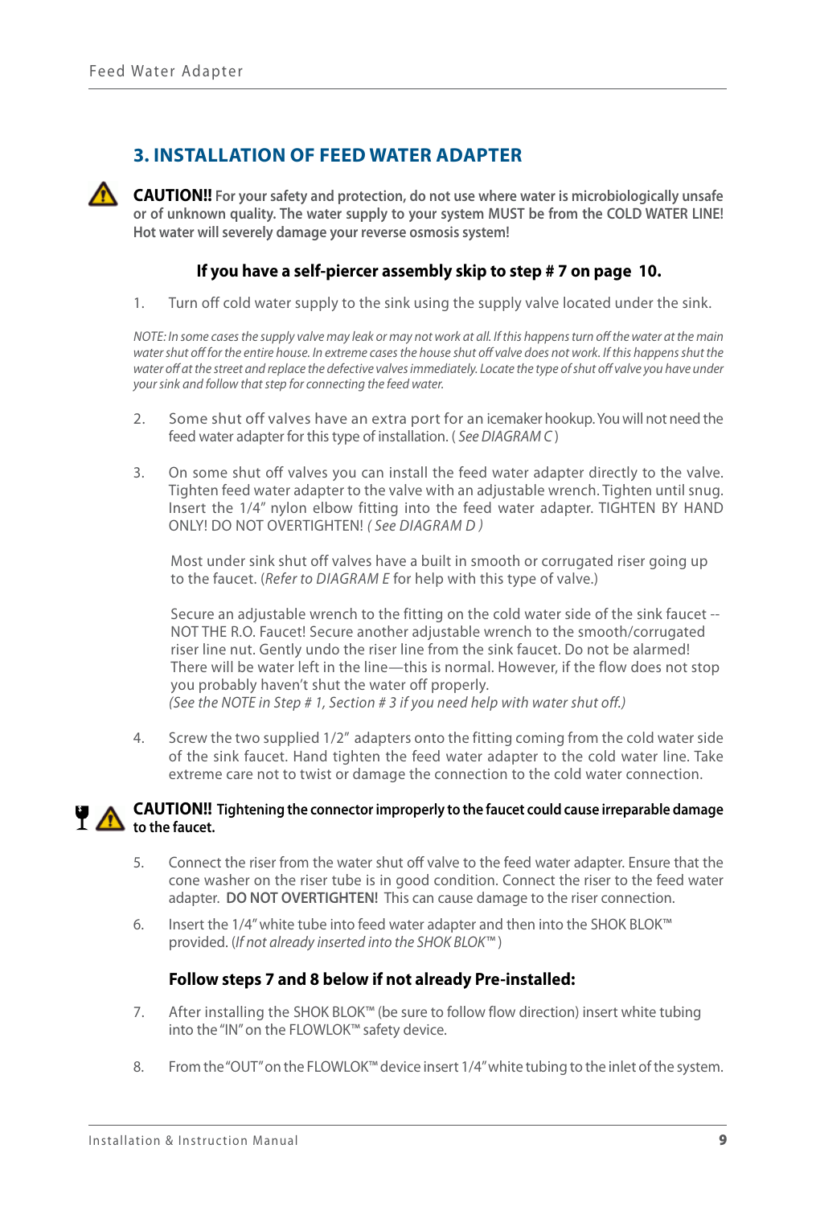## 3. INSTALLATION OF FEED WATER ADAPTER

**CAUTION!! For your safety and protection, do not use where water is microbiologically unsafe or of unknown quality. The water supply to your system MUST be from the COLD WATER LINE! Hot water will severely damage your reverse osmosis system!**

**If you have a self-piercer assembly skip to step # 7 on page 10.**

1. Turn off cold water supply to the sink using the supply valve located under the sink.

*NOTE: In some cases the supply valve may leak or may not work at all. If this happens turn off the water at the main water shut off for the entire house. In extreme cases the house shut off valve does not work. If this happens shut the water off at the street and replace the defective valves immediately. Locate the type of shut off valve you have under your sink and follow that step for connecting the feed water.*

2. Some shut off valves have an extra port for an icemaker hookup. You will not need the feed water adapter for this type of installation. ( *See DIAGRAM C* )

3. On some shut off valves you can install the feed water adapter directly to the valve. Tighten feed water adapter to the valve with an adjustable wrench. Tighten until snug. Insert the 1/4" nylon elbow fitting into the feed water adapter. TIGHTEN BY HAND ONLY! DO NOT OVERTIGHTEN! *( See DIAGRAM D )*

   Most under sink shut off valves have a built in smooth or corrugated riser going up to the faucet. (*Refer to DIAGRAM E* for help with this type of valve.)

   Secure an adjustable wrench to the fitting on the cold water side of the sink faucet -- NOT THE R.O. Faucet! Secure another adjustable wrench to the smooth/corrugated riser line nut. Gently undo the riser line from the sink faucet. Do not be alarmed! There will be water left in the line—this is normal. However, if the flow does not stop you probably haven't shut the water off properly.
   *(See the NOTE in Step # 1, Section # 3 if you need help with water shut off.)*

4. Screw the two supplied 1/2" adapters onto the fitting coming from the cold water side of the sink faucet. Hand tighten the feed water adapter to the cold water line. Take extreme care not to twist or damage the connection to the cold water connection.

**CAUTION!! Tightening the connector improperly to the faucet could cause irreparable damage to the faucet.**

5. Connect the riser from the water shut off valve to the feed water adapter. Ensure that the cone washer on the riser tube is in good condition. Connect the riser to the feed water adapter. **DO NOT OVERTIGHTEN!** This can cause damage to the riser connection.

6. Insert the 1/4" white tube into feed water adapter and then into the SHOK BLOK™ provided. (*If not already inserted into the SHOK BLOK™* )

**Follow steps 7 and 8 below if not already Pre-installed:**

7. After installing the SHOK BLOK™ (be sure to follow flow direction) insert white tubing into the "IN" on the FLOWLOK™ safety device.

8. From the "OUT" on the FLOWLOK™ device insert 1/4" white tubing to the inlet of the system.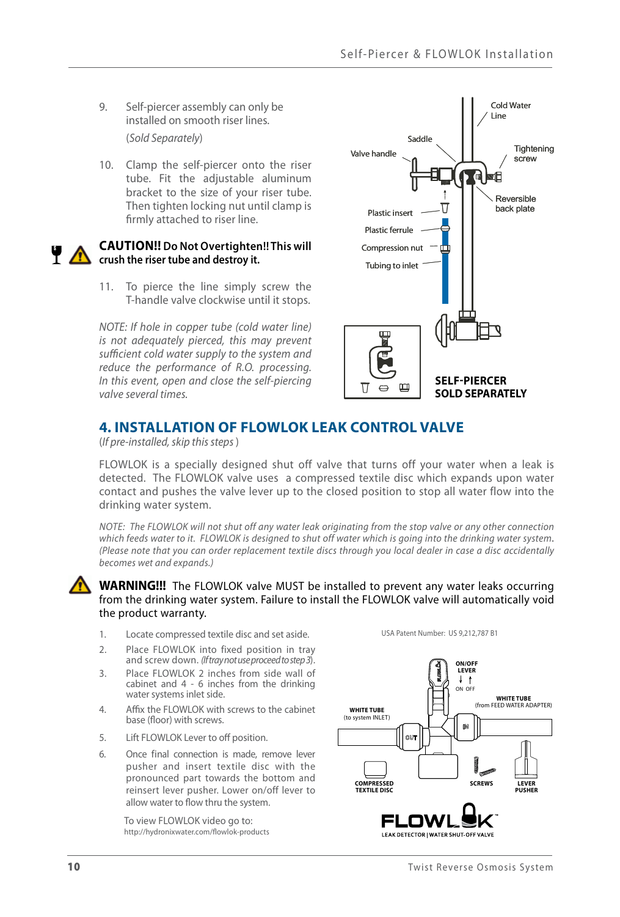9. Self-piercer assembly can only be installed on smooth riser lines. (*Sold Separately*)

10. Clamp the self-piercer onto the riser tube. Fit the adjustable aluminum bracket to the size of your riser tube. Then tighten locking nut until clamp is firmly attached to riser line.

**CAUTION!! Do Not Overtighten!! This will crush the riser tube and destroy it.**

11. To pierce the line simply screw the T-handle valve clockwise until it stops.

*NOTE: If hole in copper tube (cold water line) is not adequately pierced, this may prevent sufficient cold water supply to the system and reduce the performance of R.O. processing. In this event, open and close the self-piercing valve several times.*

Cold Water Line
Saddle
Valve handle
Tightening screw
Reversible back plate
Plastic insert
Plastic ferrule
Compression nut
Tubing to inlet

**SELF-PIERCER SOLD SEPARATELY**

## 4. INSTALLATION OF FLOWLOK LEAK CONTROL VALVE

(*If pre-installed, skip this steps* )

FLOWLOK is a specially designed shut off valve that turns off your water when a leak is detected. The FLOWLOK valve uses a compressed textile disc which expands upon water contact and pushes the valve lever up to the closed position to stop all water flow into the drinking water system.

*NOTE: The FLOWLOK will not shut off any water leak originating from the stop valve or any other connection which feeds water to it. FLOWLOK is designed to shut off water which is going into the drinking water system. (Please note that you can order replacement textile discs through you local dealer in case a disc accidentally becomes wet and expands.)*

**WARNING!!!** The FLOWLOK valve MUST be installed to prevent any water leaks occurring from the drinking water system. Failure to install the FLOWLOK valve will automatically void the product warranty.

1. Locate compressed textile disc and set aside.
2. Place FLOWLOK into fixed position in tray and screw down. *(If tray not use proceed to step 3)*.
3. Place FLOWLOK 2 inches from side wall of cabinet and 4 - 6 inches from the drinking water systems inlet side.
4. Affix the FLOWLOK with screws to the cabinet base (floor) with screws.
5. Lift FLOWLOK Lever to off position.
6. Once final connection is made, remove lever pusher and insert textile disc with the pronounced part towards the bottom and reinsert lever pusher. Lower on/off lever to allow water to flow thru the system.

To view FLOWLOK video go to:
http://hydronixwater.com/flowlok-products

USA Patent Number: US 9,212,787 B1

ON/OFF LEVER
ON OFF
WHITE TUBE (to system INLET)
WHITE TUBE (from FEED WATER ADAPTER)
OUT
IN
COMPRESSED TEXTILE DISC
SCREWS
LEVER PUSHER

FLOWLOK
LEAK DETECTOR | WATER SHUT-OFF VALVE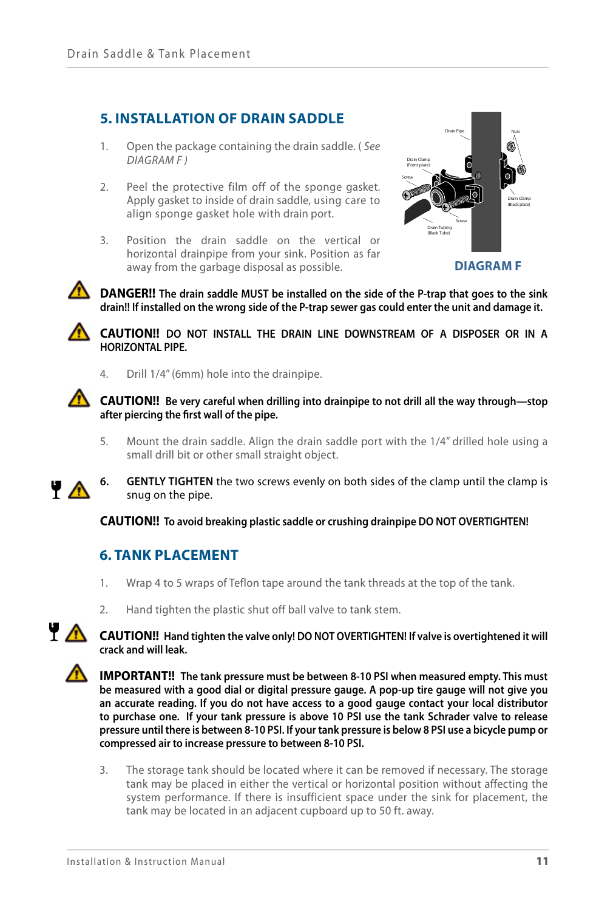## 5. INSTALLATION OF DRAIN SADDLE

1. Open the package containing the drain saddle. ( *See DIAGRAM F* )

2. Peel the protective film off of the sponge gasket. Apply gasket to inside of drain saddle, using care to align sponge gasket hole with drain port.

3. Position the drain saddle on the vertical or horizontal drainpipe from your sink. Position as far away from the garbage disposal as possible.

Drain Pipe
Nuts
Drain Clamp (Front plate)
Screw
Drain Clamp (Black plate)
Screw
Drain Tubing (Black Tube)

**DIAGRAM F**

**DANGER!! The drain saddle MUST be installed on the side of the P-trap that goes to the sink drain!! If installed on the wrong side of the P-trap sewer gas could enter the unit and damage it.**

**CAUTION!! DO NOT INSTALL THE DRAIN LINE DOWNSTREAM OF A DISPOSER OR IN A HORIZONTAL PIPE.**

4. Drill 1/4" (6mm) hole into the drainpipe.

**CAUTION!! Be very careful when drilling into drainpipe to not drill all the way through—stop after piercing the first wall of the pipe.**

5. Mount the drain saddle. Align the drain saddle port with the 1/4" drilled hole using a small drill bit or other small straight object.

6. **GENTLY TIGHTEN** the two screws evenly on both sides of the clamp until the clamp is snug on the pipe.

**CAUTION!! To avoid breaking plastic saddle or crushing drainpipe DO NOT OVERTIGHTEN!**

## 6. TANK PLACEMENT

1. Wrap 4 to 5 wraps of Teflon tape around the tank threads at the top of the tank.

2. Hand tighten the plastic shut off ball valve to tank stem.

**CAUTION!! Hand tighten the valve only! DO NOT OVERTIGHTEN! If valve is overtightened it will crack and will leak.**

**IMPORTANT!! The tank pressure must be between 8-10 PSI when measured empty. This must be measured with a good dial or digital pressure gauge. A pop-up tire gauge will not give you an accurate reading. If you do not have access to a good gauge contact your local distributor to purchase one. If your tank pressure is above 10 PSI use the tank Schrader valve to release pressure until there is between 8-10 PSI. If your tank pressure is below 8 PSI use a bicycle pump or compressed air to increase pressure to between 8-10 PSI.**

3. The storage tank should be located where it can be removed if necessary. The storage tank may be placed in either the vertical or horizontal position without affecting the system performance. If there is insufficient space under the sink for placement, the tank may be located in an adjacent cupboard up to 50 ft. away.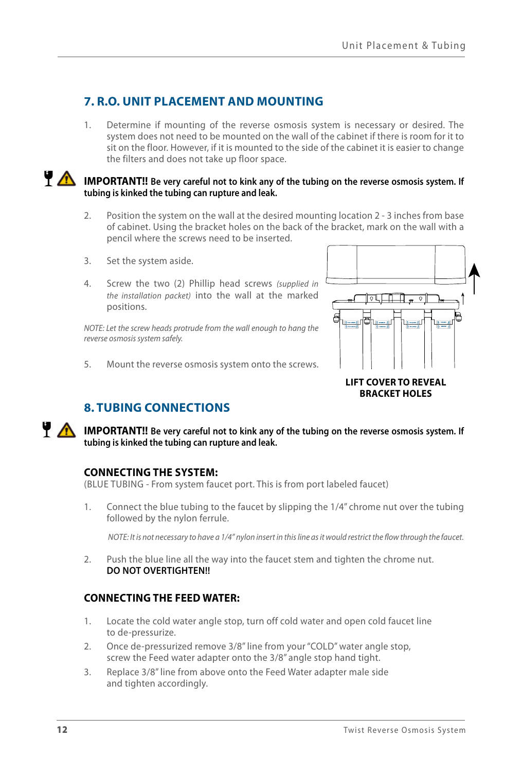## 7. R.O. UNIT PLACEMENT AND MOUNTING

1. Determine if mounting of the reverse osmosis system is necessary or desired. The system does not need to be mounted on the wall of the cabinet if there is room for it to sit on the floor. However, if it is mounted to the side of the cabinet it is easier to change the filters and does not take up floor space.

**IMPORTANT!! Be very careful not to kink any of the tubing on the reverse osmosis system. If tubing is kinked the tubing can rupture and leak.**

2. Position the system on the wall at the desired mounting location 2 - 3 inches from base of cabinet. Using the bracket holes on the back of the bracket, mark on the wall with a pencil where the screws need to be inserted.
3. Set the system aside.
4. Screw the two (2) Phillip head screws *(supplied in the installation packet)* into the wall at the marked positions.

*NOTE: Let the screw heads protrude from the wall enough to hang the reverse osmosis system safely.*

5. Mount the reverse osmosis system onto the screws.

**LIFT COVER TO REVEAL BRACKET HOLES**

## 8. TUBING CONNECTIONS

**IMPORTANT!! Be very careful not to kink any of the tubing on the reverse osmosis system. If tubing is kinked the tubing can rupture and leak.**

### CONNECTING THE SYSTEM:

(BLUE TUBING - From system faucet port. This is from port labeled faucet)

1. Connect the blue tubing to the faucet by slipping the 1/4" chrome nut over the tubing followed by the nylon ferrule.

   *NOTE: It is not necessary to have a 1/4" nylon insert in this line as it would restrict the flow through the faucet.*

2. Push the blue line all the way into the faucet stem and tighten the chrome nut. **DO NOT OVERTIGHTEN!!**

### CONNECTING THE FEED WATER:

1. Locate the cold water angle stop, turn off cold water and open cold faucet line to de-pressurize.
2. Once de-pressurized remove 3/8" line from your "COLD" water angle stop, screw the Feed water adapter onto the 3/8" angle stop hand tight.
3. Replace 3/8" line from above onto the Feed Water adapter male side and tighten accordingly.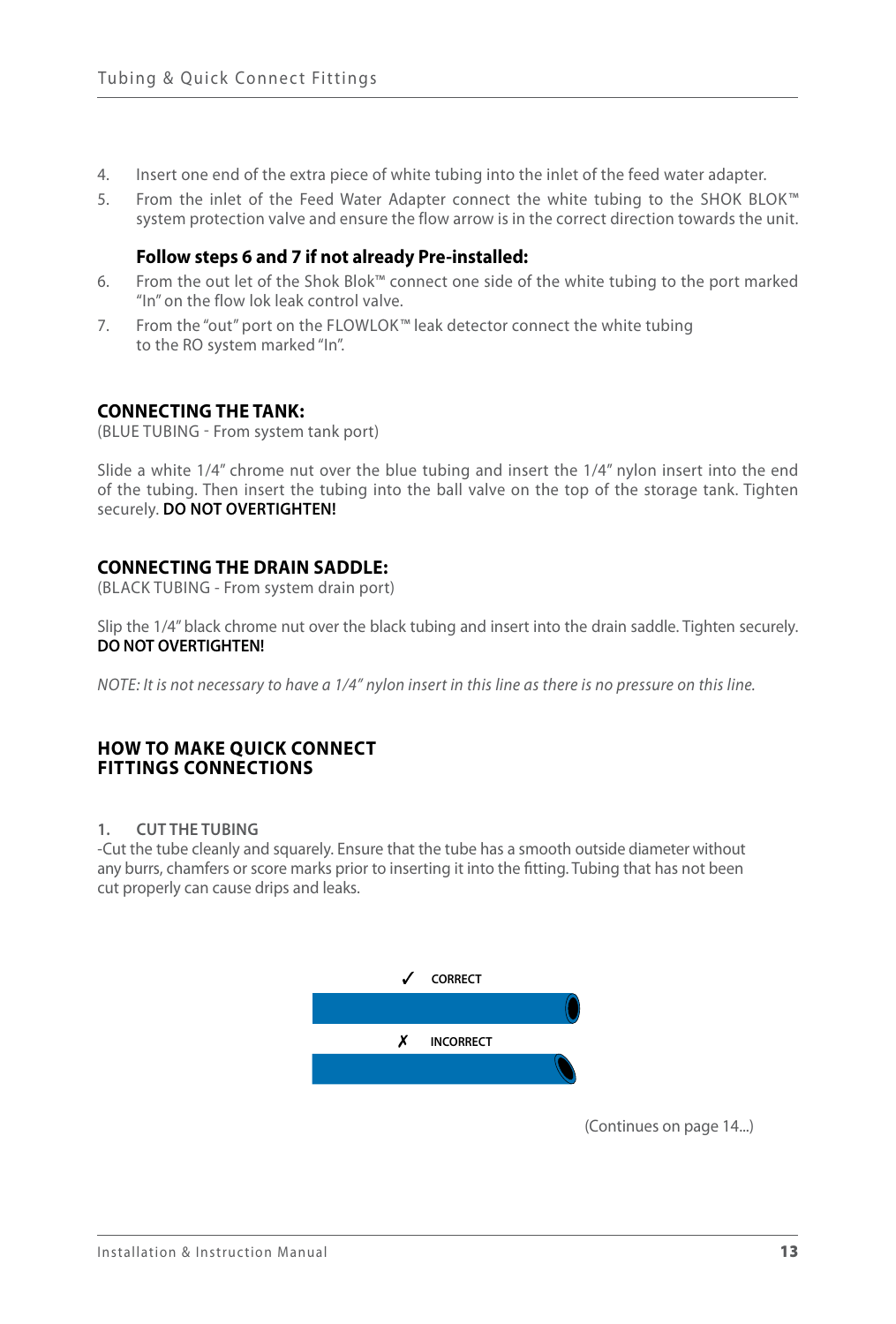4. Insert one end of the extra piece of white tubing into the inlet of the feed water adapter.
5. From the inlet of the Feed Water Adapter connect the white tubing to the SHOK BLOK™ system protection valve and ensure the flow arrow is in the correct direction towards the unit.

**Follow steps 6 and 7 if not already Pre-installed:**

6. From the out let of the Shok Blok™ connect one side of the white tubing to the port marked "In" on the flow lok leak control valve.
7. From the "out" port on the FLOWLOK™ leak detector connect the white tubing to the RO system marked "In".

## CONNECTING THE TANK:

(BLUE TUBING - From system tank port)

Slide a white 1/4" chrome nut over the blue tubing and insert the 1/4" nylon insert into the end of the tubing. Then insert the tubing into the ball valve on the top of the storage tank. Tighten securely. **DO NOT OVERTIGHTEN!**

## CONNECTING THE DRAIN SADDLE:

(BLACK TUBING - From system drain port)

Slip the 1/4" black chrome nut over the black tubing and insert into the drain saddle. Tighten securely. **DO NOT OVERTIGHTEN!**

*NOTE: It is not necessary to have a 1/4" nylon insert in this line as there is no pressure on this line.*

## HOW TO MAKE QUICK CONNECT FITTINGS CONNECTIONS

**1. CUT THE TUBING**

-Cut the tube cleanly and squarely. Ensure that the tube has a smooth outside diameter without any burrs, chamfers or score marks prior to inserting it into the fitting. Tubing that has not been cut properly can cause drips and leaks.

✓ CORRECT

✗ INCORRECT

(Continues on page 14...)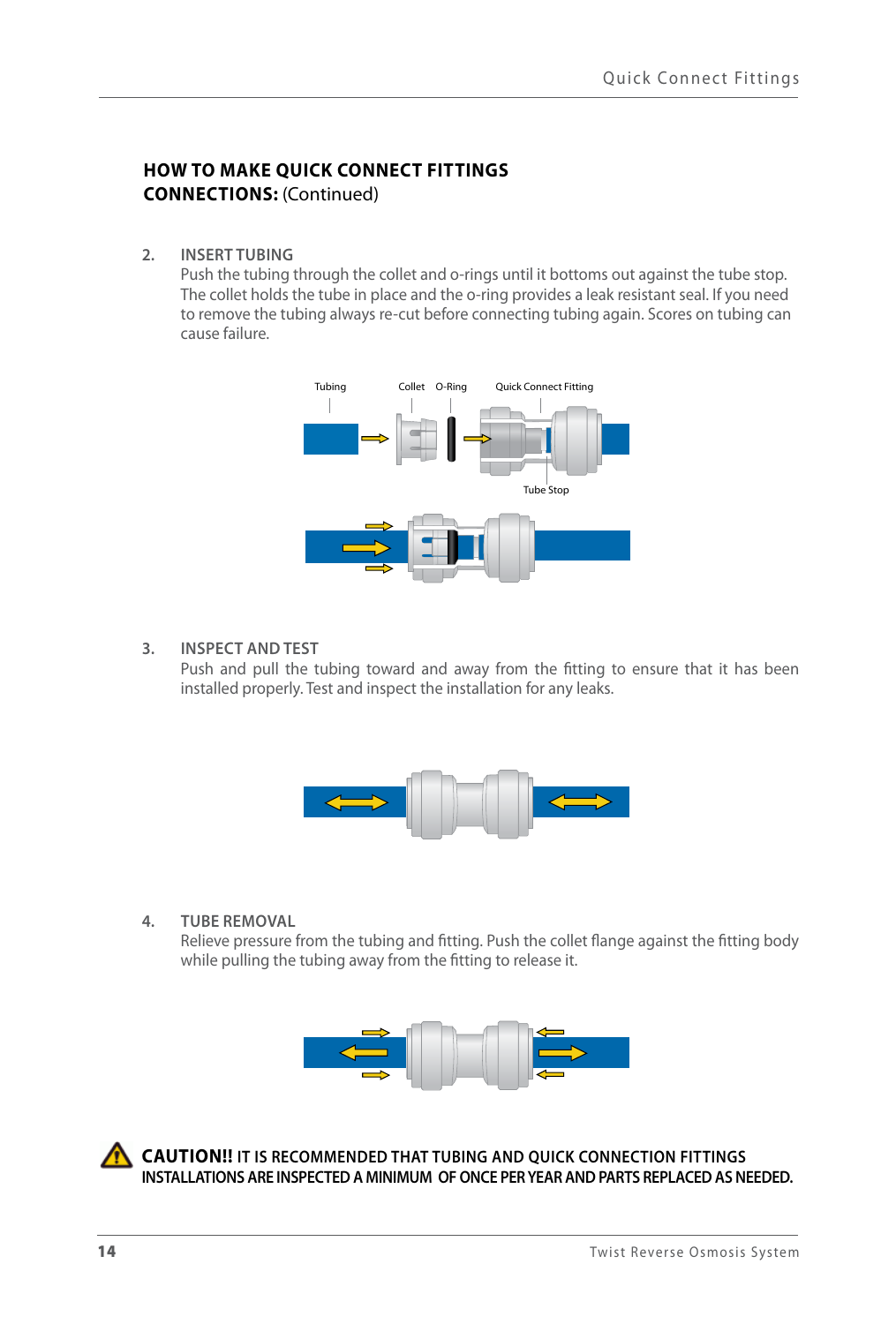## HOW TO MAKE QUICK CONNECT FITTINGS CONNECTIONS: (Continued)

2. **INSERT TUBING**
   Push the tubing through the collet and o-rings until it bottoms out against the tube stop. The collet holds the tube in place and the o-ring provides a leak resistant seal. If you need to remove the tubing always re-cut before connecting tubing again. Scores on tubing can cause failure.

   Tubing   Collet   O-Ring   Quick Connect Fitting

   Tube Stop

3. **INSPECT AND TEST**
   Push and pull the tubing toward and away from the fitting to ensure that it has been installed properly. Test and inspect the installation for any leaks.

4. **TUBE REMOVAL**
   Relieve pressure from the tubing and fitting. Push the collet flange against the fitting body while pulling the tubing away from the fitting to release it.

**CAUTION!! IT IS RECOMMENDED THAT TUBING AND QUICK CONNECTION FITTINGS INSTALLATIONS ARE INSPECTED A MINIMUM OF ONCE PER YEAR AND PARTS REPLACED AS NEEDED.**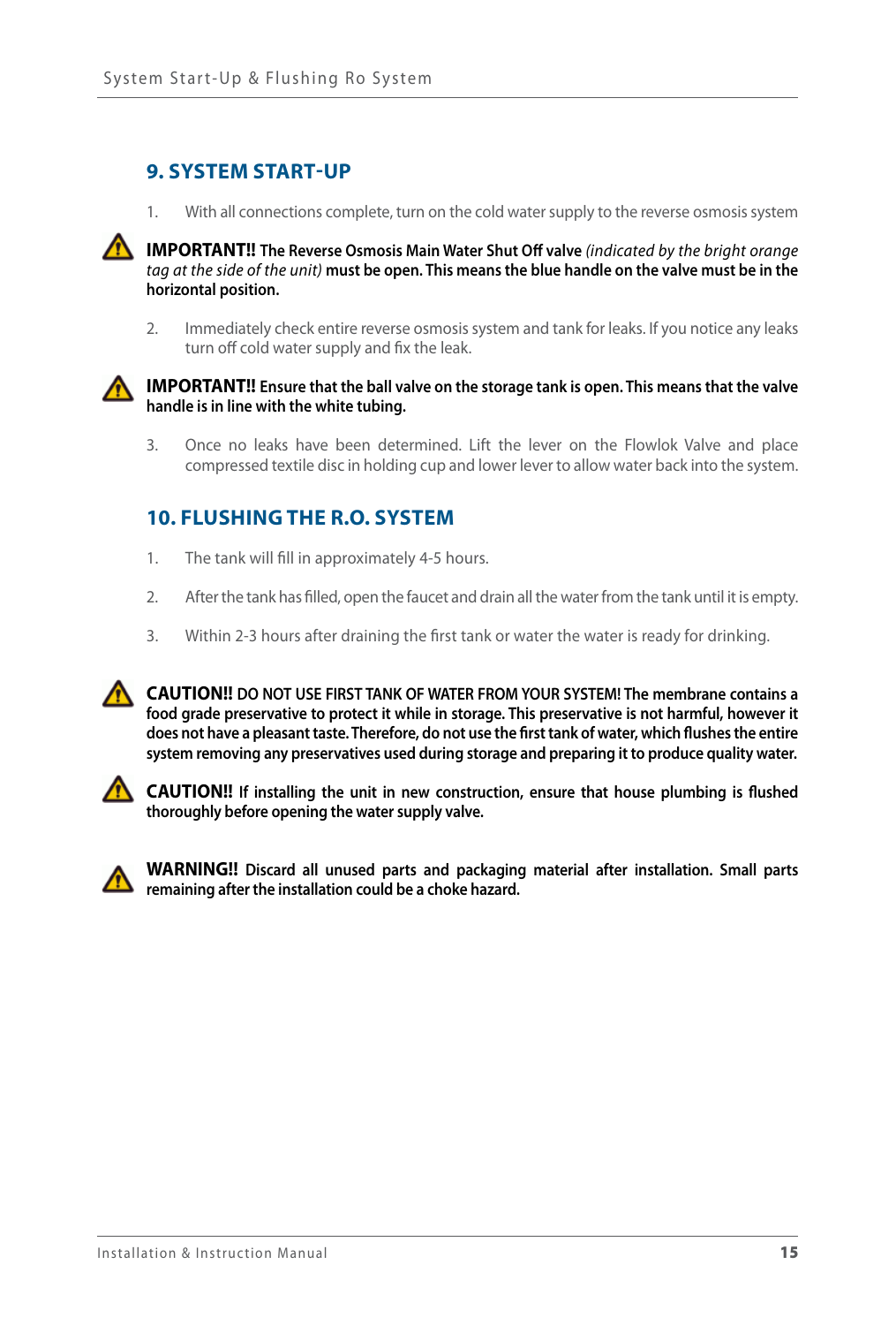## 9. SYSTEM START-UP

1. With all connections complete, turn on the cold water supply to the reverse osmosis system

⚠ **IMPORTANT!! The Reverse Osmosis Main Water Shut Off valve** *(indicated by the bright orange tag at the side of the unit)* **must be open. This means the blue handle on the valve must be in the horizontal position.**

2. Immediately check entire reverse osmosis system and tank for leaks. If you notice any leaks turn off cold water supply and fix the leak.

⚠ **IMPORTANT!! Ensure that the ball valve on the storage tank is open. This means that the valve handle is in line with the white tubing.**

3. Once no leaks have been determined. Lift the lever on the Flowlok Valve and place compressed textile disc in holding cup and lower lever to allow water back into the system.

## 10. FLUSHING THE R.O. SYSTEM

1. The tank will fill in approximately 4-5 hours.
2. After the tank has filled, open the faucet and drain all the water from the tank until it is empty.
3. Within 2-3 hours after draining the first tank or water the water is ready for drinking.

⚠ **CAUTION!! DO NOT USE FIRST TANK OF WATER FROM YOUR SYSTEM! The membrane contains a food grade preservative to protect it while in storage. This preservative is not harmful, however it does not have a pleasant taste. Therefore, do not use the first tank of water, which flushes the entire system removing any preservatives used during storage and preparing it to produce quality water.**

⚠ **CAUTION!! If installing the unit in new construction, ensure that house plumbing is flushed thoroughly before opening the water supply valve.**

⚠ **WARNING!! Discard all unused parts and packaging material after installation. Small parts remaining after the installation could be a choke hazard.**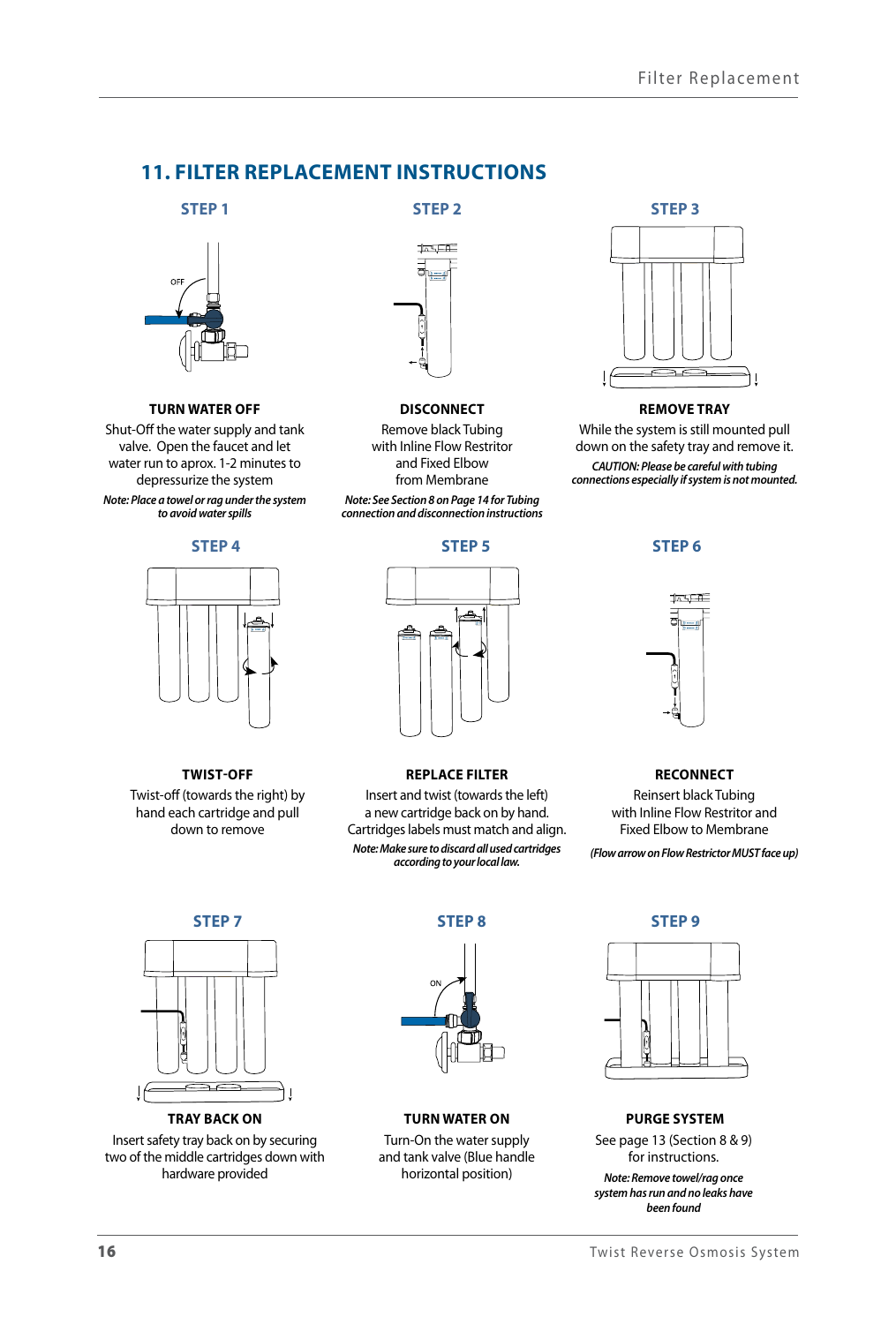## 11. FILTER REPLACEMENT INSTRUCTIONS

### STEP 1

**TURN WATER OFF**

Shut-Off the water supply and tank valve. Open the faucet and let water run to aprox. 1-2 minutes to depressurize the system

*Note: Place a towel or rag under the system to avoid water spills*

### STEP 2

**DISCONNECT**

Remove black Tubing with Inline Flow Restrictor and Fixed Elbow from Membrane

*Note: See Section 8 on Page 14 for Tubing connection and disconnection instructions*

### STEP 3

**REMOVE TRAY**

While the system is still mounted pull down on the safety tray and remove it.

*CAUTION: Please be careful with tubing connections especially if system is not mounted.*

### STEP 4

**TWIST-OFF**

Twist-off (towards the right) by hand each cartridge and pull down to remove

### STEP 5

**REPLACE FILTER**

Insert and twist (towards the left) a new cartridge back on by hand. Cartridges labels must match and align.

*Note: Make sure to discard all used cartridges according to your local law.*

### STEP 6

**RECONNECT**

Reinsert black Tubing with Inline Flow Restrictor and Fixed Elbow to Membrane

*(Flow arrow on Flow Restrictor MUST face up)*

### STEP 7

**TRAY BACK ON**

Insert safety tray back on by securing two of the middle cartridges down with hardware provided

### STEP 8

**TURN WATER ON**

Turn-On the water supply and tank valve (Blue handle horizontal position)

### STEP 9

**PURGE SYSTEM**

See page 13 (Section 8 & 9) for instructions.

*Note: Remove towel/rag once system has run and no leaks have been found*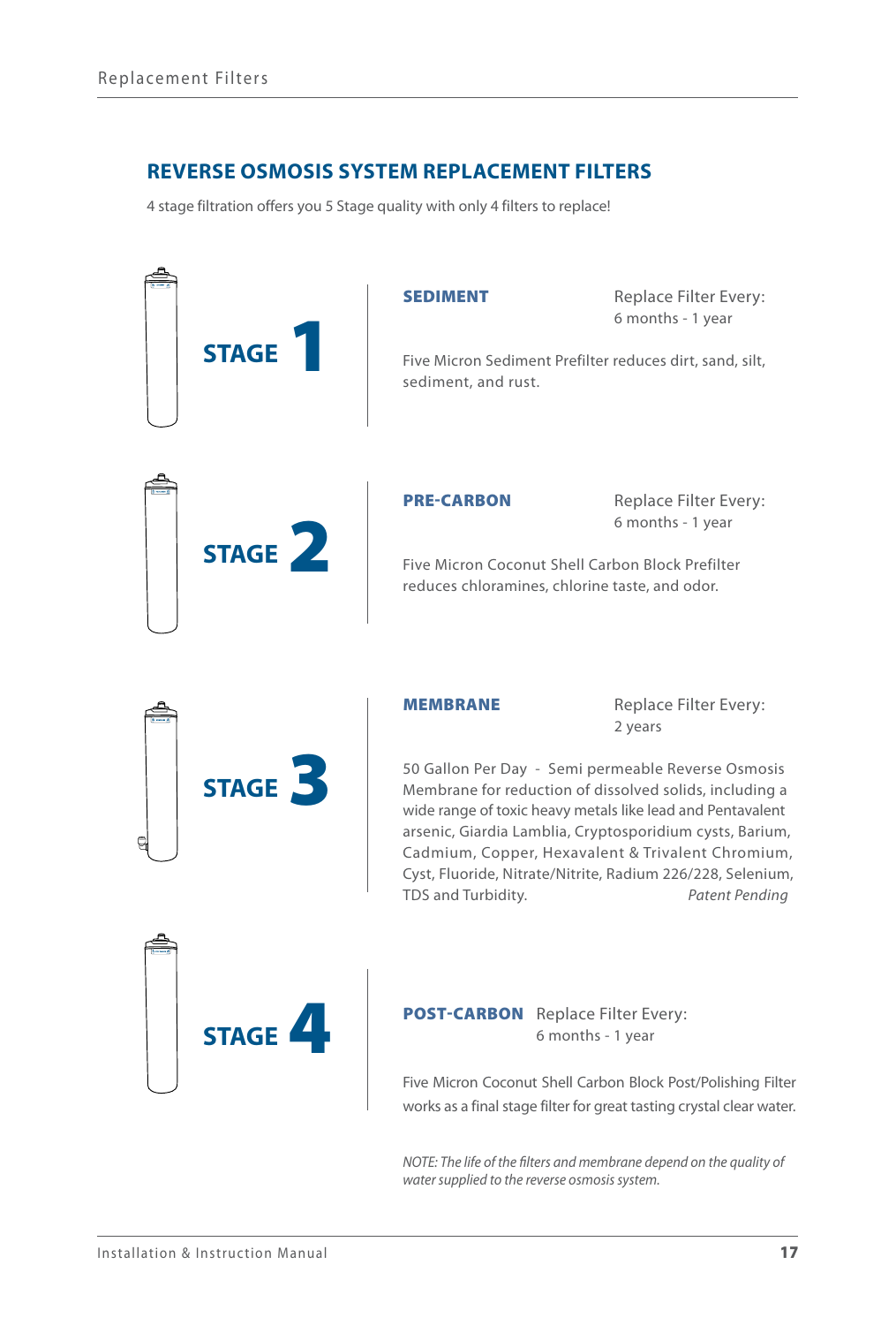## REVERSE OSMOSIS SYSTEM REPLACEMENT FILTERS

4 stage filtration offers you 5 Stage quality with only 4 filters to replace!

### STAGE 1

**SEDIMENT**

Replace Filter Every:
6 months - 1 year

Five Micron Sediment Prefilter reduces dirt, sand, silt, sediment, and rust.

### STAGE 2

**PRE-CARBON**

Replace Filter Every:
6 months - 1 year

Five Micron Coconut Shell Carbon Block Prefilter reduces chloramines, chlorine taste, and odor.

### STAGE 3

**MEMBRANE**

Replace Filter Every:
2 years

50 Gallon Per Day - Semi permeable Reverse Osmosis Membrane for reduction of dissolved solids, including a wide range of toxic heavy metals like lead and Pentavalent arsenic, Giardia Lamblia, Cryptosporidium cysts, Barium, Cadmium, Copper, Hexavalent & Trivalent Chromium, Cyst, Fluoride, Nitrate/Nitrite, Radium 226/228, Selenium, TDS and Turbidity. *Patent Pending*

### STAGE 4

**POST-CARBON**

Replace Filter Every:
6 months - 1 year

Five Micron Coconut Shell Carbon Block Post/Polishing Filter works as a final stage filter for great tasting crystal clear water.

*NOTE: The life of the filters and membrane depend on the quality of water supplied to the reverse osmosis system.*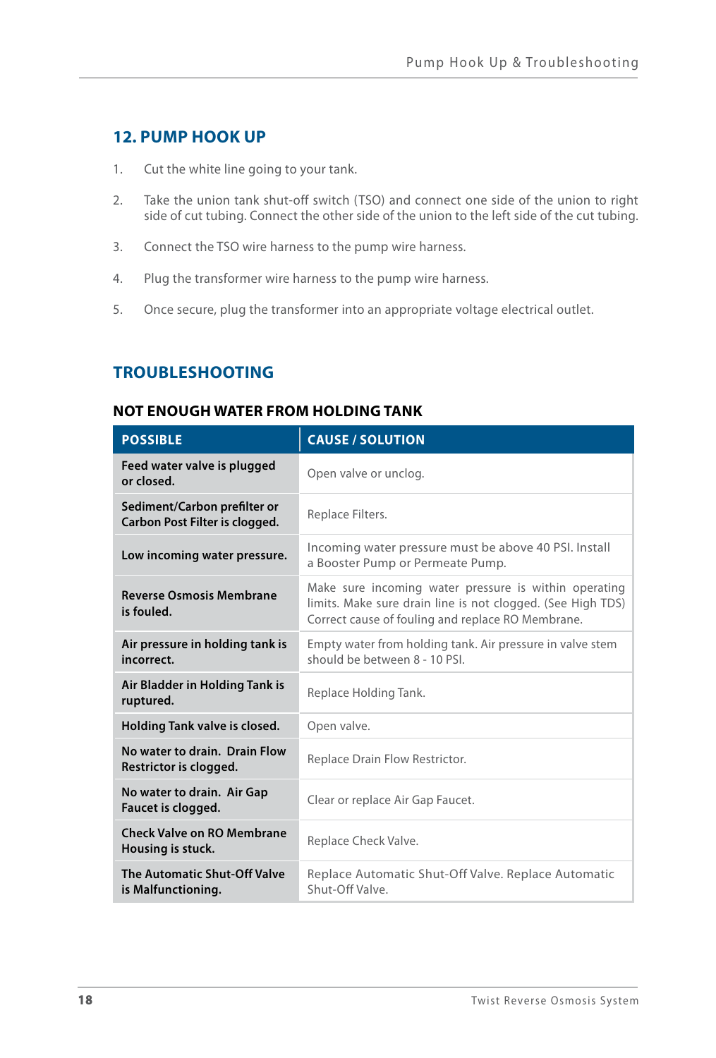## 12. PUMP HOOK UP

1. Cut the white line going to your tank.
2. Take the union tank shut-off switch (TSO) and connect one side of the union to right side of cut tubing. Connect the other side of the union to the left side of the cut tubing.
3. Connect the TSO wire harness to the pump wire harness.
4. Plug the transformer wire harness to the pump wire harness.
5. Once secure, plug the transformer into an appropriate voltage electrical outlet.

## TROUBLESHOOTING

### NOT ENOUGH WATER FROM HOLDING TANK

| POSSIBLE | CAUSE / SOLUTION |
| --- | --- |
| **Feed water valve is plugged or closed.** | Open valve or unclog. |
| **Sediment/Carbon prefilter or Carbon Post Filter is clogged.** | Replace Filters. |
| **Low incoming water pressure.** | Incoming water pressure must be above 40 PSI. Install a Booster Pump or Permeate Pump. |
| **Reverse Osmosis Membrane is fouled.** | Make sure incoming water pressure is within operating limits. Make sure drain line is not clogged. (See High TDS) Correct cause of fouling and replace RO Membrane. |
| **Air pressure in holding tank is incorrect.** | Empty water from holding tank. Air pressure in valve stem should be between 8 - 10 PSI. |
| **Air Bladder in Holding Tank is ruptured.** | Replace Holding Tank. |
| **Holding Tank valve is closed.** | Open valve. |
| **No water to drain. Drain Flow Restrictor is clogged.** | Replace Drain Flow Restrictor. |
| **No water to drain. Air Gap Faucet is clogged.** | Clear or replace Air Gap Faucet. |
| **Check Valve on RO Membrane Housing is stuck.** | Replace Check Valve. |
| **The Automatic Shut-Off Valve is Malfunctioning.** | Replace Automatic Shut-Off Valve. Replace Automatic Shut-Off Valve. |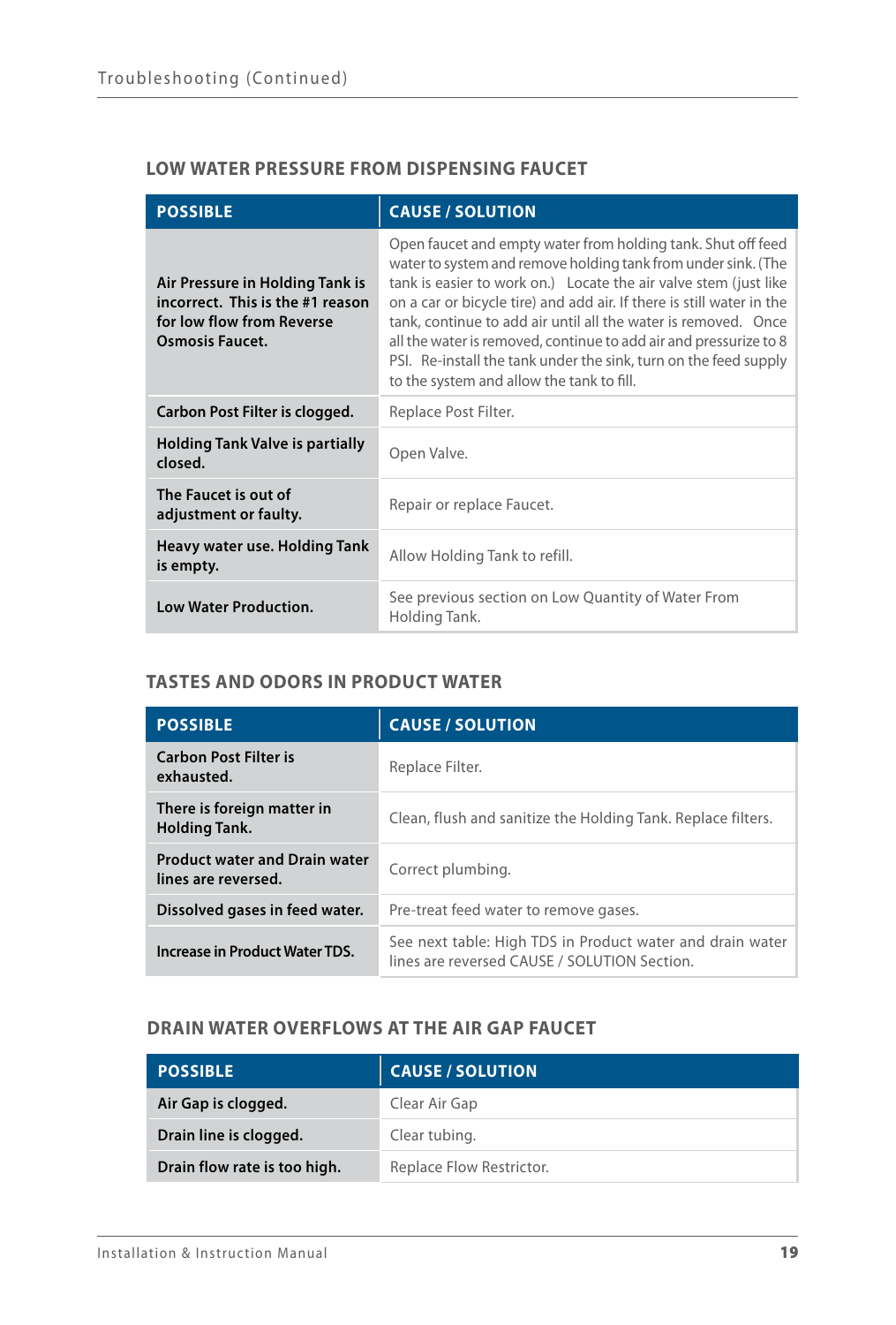## LOW WATER PRESSURE FROM DISPENSING FAUCET

| POSSIBLE | CAUSE / SOLUTION |
|---|---|
| **Air Pressure in Holding Tank is incorrect. This is the #1 reason for low flow from Reverse Osmosis Faucet.** | Open faucet and empty water from holding tank. Shut off feed water to system and remove holding tank from under sink. (The tank is easier to work on.) Locate the air valve stem (just like on a car or bicycle tire) and add air. If there is still water in the tank, continue to add air until all the water is removed. Once all the water is removed, continue to add air and pressurize to 8 PSI. Re-install the tank under the sink, turn on the feed supply to the system and allow the tank to fill. |
| **Carbon Post Filter is clogged.** | Replace Post Filter. |
| **Holding Tank Valve is partially closed.** | Open Valve. |
| **The Faucet is out of adjustment or faulty.** | Repair or replace Faucet. |
| **Heavy water use. Holding Tank is empty.** | Allow Holding Tank to refill. |
| **Low Water Production.** | See previous section on Low Quantity of Water From Holding Tank. |

## TASTES AND ODORS IN PRODUCT WATER

| POSSIBLE | CAUSE / SOLUTION |
|---|---|
| **Carbon Post Filter is exhausted.** | Replace Filter. |
| **There is foreign matter in Holding Tank.** | Clean, flush and sanitize the Holding Tank. Replace filters. |
| **Product water and Drain water lines are reversed.** | Correct plumbing. |
| **Dissolved gases in feed water.** | Pre-treat feed water to remove gases. |
| **Increase in Product Water TDS.** | See next table: High TDS in Product water and drain water lines are reversed CAUSE / SOLUTION Section. |

## DRAIN WATER OVERFLOWS AT THE AIR GAP FAUCET

| POSSIBLE | CAUSE / SOLUTION |
|---|---|
| **Air Gap is clogged.** | Clear Air Gap |
| **Drain line is clogged.** | Clear tubing. |
| **Drain flow rate is too high.** | Replace Flow Restrictor. |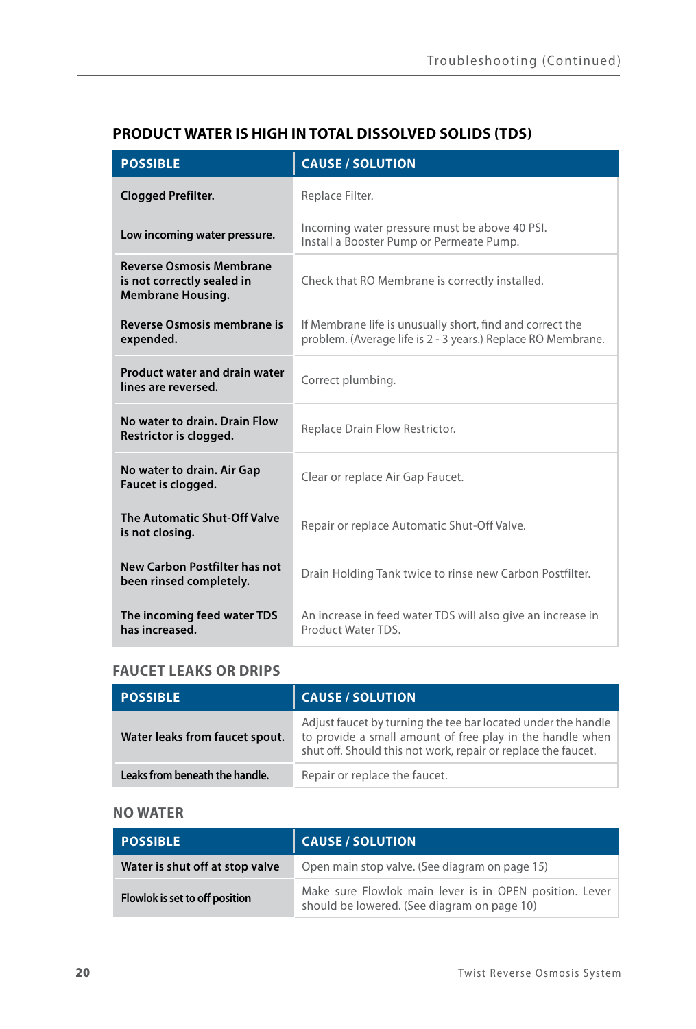## PRODUCT WATER IS HIGH IN TOTAL DISSOLVED SOLIDS (TDS)

| POSSIBLE | CAUSE / SOLUTION |
| --- | --- |
| **Clogged Prefilter.** | Replace Filter. |
| **Low incoming water pressure.** | Incoming water pressure must be above 40 PSI. Install a Booster Pump or Permeate Pump. |
| **Reverse Osmosis Membrane is not correctly sealed in Membrane Housing.** | Check that RO Membrane is correctly installed. |
| **Reverse Osmosis membrane is expended.** | If Membrane life is unusually short, find and correct the problem. (Average life is 2 - 3 years.) Replace RO Membrane. |
| **Product water and drain water lines are reversed.** | Correct plumbing. |
| **No water to drain. Drain Flow Restrictor is clogged.** | Replace Drain Flow Restrictor. |
| **No water to drain. Air Gap Faucet is clogged.** | Clear or replace Air Gap Faucet. |
| **The Automatic Shut-Off Valve is not closing.** | Repair or replace Automatic Shut-Off Valve. |
| **New Carbon Postfilter has not been rinsed completely.** | Drain Holding Tank twice to rinse new Carbon Postfilter. |
| **The incoming feed water TDS has increased.** | An increase in feed water TDS will also give an increase in Product Water TDS. |

## FAUCET LEAKS OR DRIPS

| POSSIBLE | CAUSE / SOLUTION |
| --- | --- |
| **Water leaks from faucet spout.** | Adjust faucet by turning the tee bar located under the handle to provide a small amount of free play in the handle when shut off. Should this not work, repair or replace the faucet. |
| **Leaks from beneath the handle.** | Repair or replace the faucet. |

## NO WATER

| POSSIBLE | CAUSE / SOLUTION |
| --- | --- |
| **Water is shut off at stop valve** | Open main stop valve. (See diagram on page 15) |
| **Flowlok is set to off position** | Make sure Flowlok main lever is in OPEN position. Lever should be lowered. (See diagram on page 10) |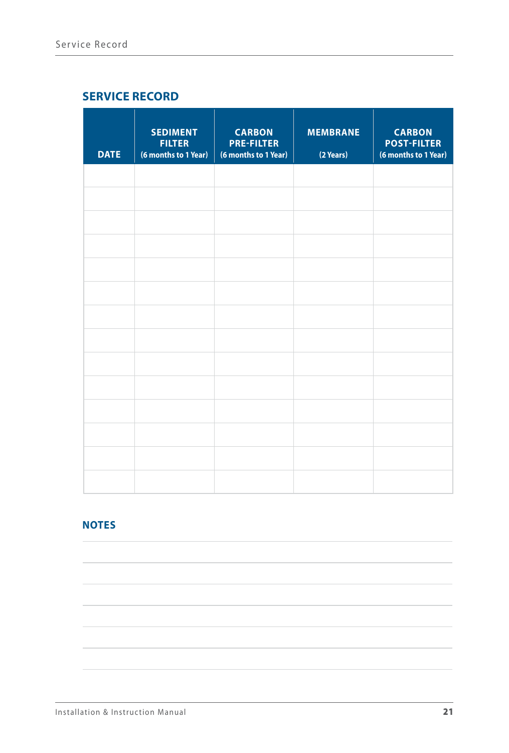## SERVICE RECORD

| DATE | SEDIMENT FILTER (6 months to 1 Year) | CARBON PRE-FILTER (6 months to 1 Year) | MEMBRANE (2 Years) | CARBON POST-FILTER (6 months to 1 Year) |
|---|---|---|---|---|
| | | | | |
| | | | | |
| | | | | |
| | | | | |
| | | | | |
| | | | | |
| | | | | |
| | | | | |
| | | | | |
| | | | | |
| | | | | |
| | | | | |
| | | | | |
| | | | | |

## NOTES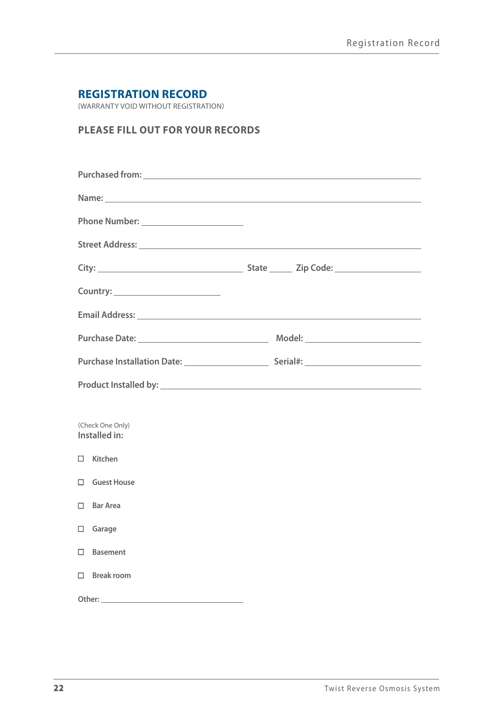## REGISTRATION RECORD

(WARRANTY VOID WITHOUT REGISTRATION)

### PLEASE FILL OUT FOR YOUR RECORDS

Purchased from: ______________________________

Name: ______________________________

Phone Number: ______________

Street Address: ______________________________

City: ______________ State ____ Zip Code: ______________

Country: ______________

Email Address: ______________________________

Purchase Date: ______________ Model: ______________

Purchase Installation Date: ______________ Serial#: ______________

Product Installed by: ______________________________

(Check One Only)

**Installed in:**

- ☐ Kitchen
- ☐ Guest House
- ☐ Bar Area
- ☐ Garage
- ☐ Basement
- ☐ Break room

Other: ______________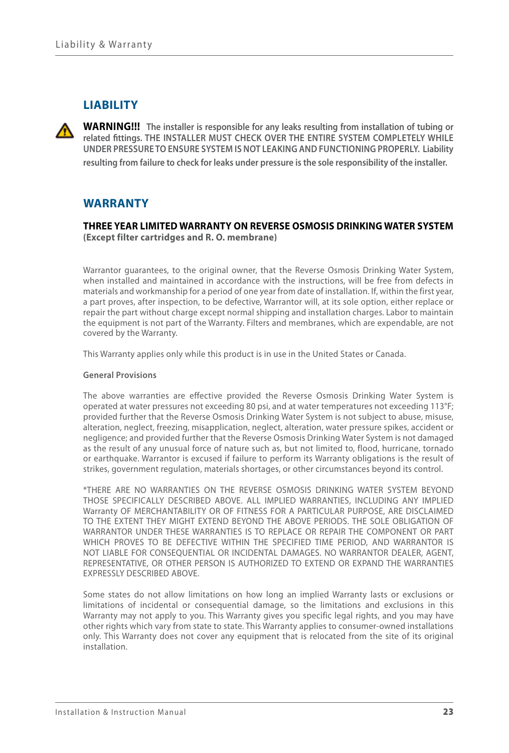## LIABILITY

**WARNING!!! The installer is responsible for any leaks resulting from installation of tubing or related fittings. THE INSTALLER MUST CHECK OVER THE ENTIRE SYSTEM COMPLETELY WHILE UNDER PRESSURE TO ENSURE SYSTEM IS NOT LEAKING AND FUNCTIONING PROPERLY. Liability resulting from failure to check for leaks under pressure is the sole responsibility of the installer.**

## WARRANTY

**THREE YEAR LIMITED WARRANTY ON REVERSE OSMOSIS DRINKING WATER SYSTEM**
**(Except filter cartridges and R. O. membrane)**

Warrantor guarantees, to the original owner, that the Reverse Osmosis Drinking Water System, when installed and maintained in accordance with the instructions, will be free from defects in materials and workmanship for a period of one year from date of installation. If, within the first year, a part proves, after inspection, to be defective, Warrantor will, at its sole option, either replace or repair the part without charge except normal shipping and installation charges. Labor to maintain the equipment is not part of the Warranty. Filters and membranes, which are expendable, are not covered by the Warranty.

This Warranty applies only while this product is in use in the United States or Canada.

**General Provisions**

The above warranties are effective provided the Reverse Osmosis Drinking Water System is operated at water pressures not exceeding 80 psi, and at water temperatures not exceeding 113°F; provided further that the Reverse Osmosis Drinking Water System is not subject to abuse, misuse, alteration, neglect, freezing, misapplication, neglect, alteration, water pressure spikes, accident or negligence; and provided further that the Reverse Osmosis Drinking Water System is not damaged as the result of any unusual force of nature such as, but not limited to, flood, hurricane, tornado or earthquake. Warrantor is excused if failure to perform its Warranty obligations is the result of strikes, government regulation, materials shortages, or other circumstances beyond its control.

*THERE ARE NO WARRANTIES ON THE REVERSE OSMOSIS DRINKING WATER SYSTEM BEYOND THOSE SPECIFICALLY DESCRIBED ABOVE. ALL IMPLIED WARRANTIES, INCLUDING ANY IMPLIED Warranty OF MERCHANTABILITY OR OF FITNESS FOR A PARTICULAR PURPOSE, ARE DISCLAIMED TO THE EXTENT THEY MIGHT EXTEND BEYOND THE ABOVE PERIODS. THE SOLE OBLIGATION OF WARRANTOR UNDER THESE WARRANTIES IS TO REPLACE OR REPAIR THE COMPONENT OR PART WHICH PROVES TO BE DEFECTIVE WITHIN THE SPECIFIED TIME PERIOD, AND WARRANTOR IS NOT LIABLE FOR CONSEQUENTIAL OR INCIDENTAL DAMAGES. NO WARRANTOR DEALER, AGENT, REPRESENTATIVE, OR OTHER PERSON IS AUTHORIZED TO EXTEND OR EXPAND THE WARRANTIES EXPRESSLY DESCRIBED ABOVE.

Some states do not allow limitations on how long an implied Warranty lasts or exclusions or limitations of incidental or consequential damage, so the limitations and exclusions in this Warranty may not apply to you. This Warranty gives you specific legal rights, and you may have other rights which vary from state to state. This Warranty applies to consumer-owned installations only. This Warranty does not cover any equipment that is relocated from the site of its original installation.